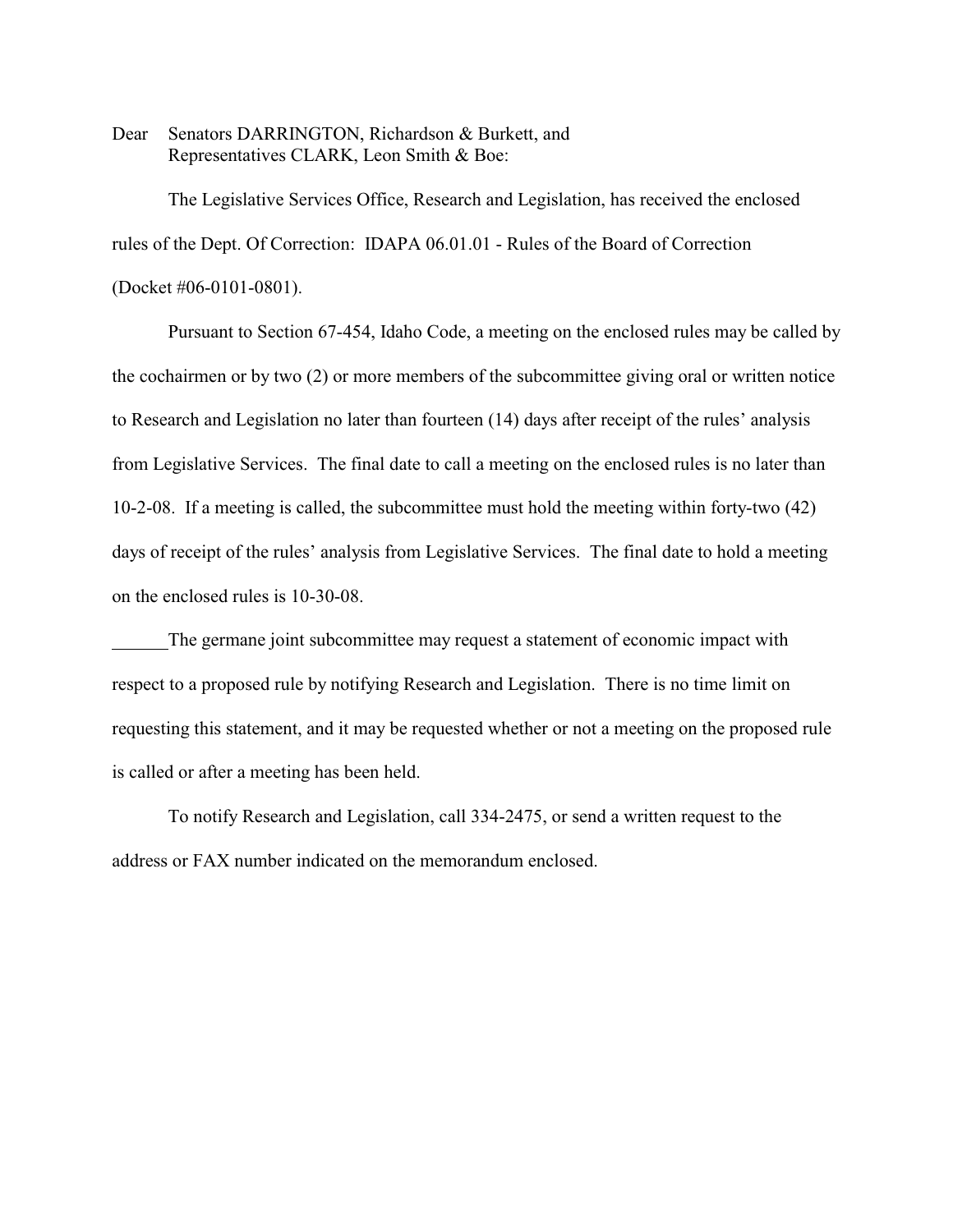Dear Senators DARRINGTON, Richardson & Burkett, and
Representatives CLARK, Leon Smith & Boe:

The Legislative Services Office, Research and Legislation, has received the enclosed rules of the Dept. Of Correction: IDAPA 06.01.01 - Rules of the Board of Correction (Docket #06-0101-0801).

Pursuant to Section 67-454, Idaho Code, a meeting on the enclosed rules may be called by the cochairmen or by two (2) or more members of the subcommittee giving oral or written notice to Research and Legislation no later than fourteen (14) days after receipt of the rules' analysis from Legislative Services. The final date to call a meeting on the enclosed rules is no later than 10-2-08. If a meeting is called, the subcommittee must hold the meeting within forty-two (42) days of receipt of the rules' analysis from Legislative Services. The final date to hold a meeting on the enclosed rules is 10-30-08.

______The germane joint subcommittee may request a statement of economic impact with respect to a proposed rule by notifying Research and Legislation. There is no time limit on requesting this statement, and it may be requested whether or not a meeting on the proposed rule is called or after a meeting has been held.

To notify Research and Legislation, call 334-2475, or send a written request to the address or FAX number indicated on the memorandum enclosed.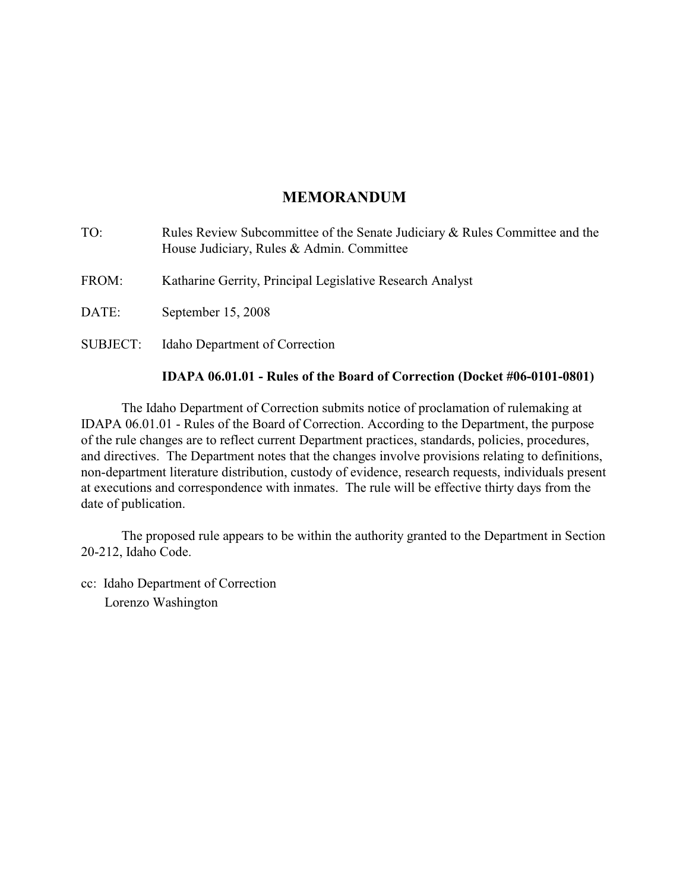# MEMORANDUM

TO: Rules Review Subcommittee of the Senate Judiciary & Rules Committee and the House Judiciary, Rules & Admin. Committee

FROM: Katharine Gerrity, Principal Legislative Research Analyst

DATE: September 15, 2008

SUBJECT: Idaho Department of Correction

**IDAPA 06.01.01 - Rules of the Board of Correction (Docket #06-0101-0801)**

The Idaho Department of Correction submits notice of proclamation of rulemaking at IDAPA 06.01.01 - Rules of the Board of Correction. According to the Department, the purpose of the rule changes are to reflect current Department practices, standards, policies, procedures, and directives. The Department notes that the changes involve provisions relating to definitions, non-department literature distribution, custody of evidence, research requests, individuals present at executions and correspondence with inmates. The rule will be effective thirty days from the date of publication.

The proposed rule appears to be within the authority granted to the Department in Section 20-212, Idaho Code.

cc: Idaho Department of Correction
Lorenzo Washington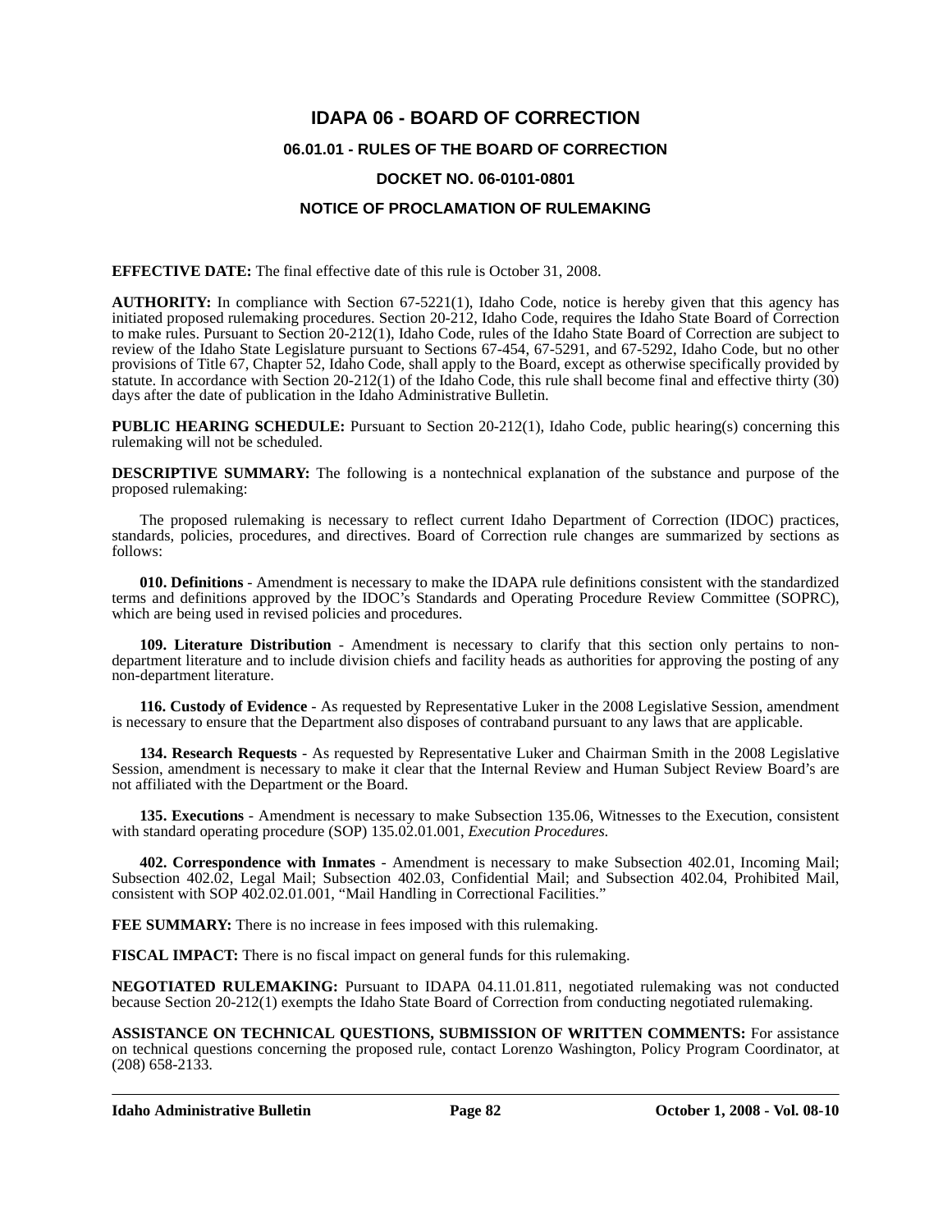# IDAPA 06 - BOARD OF CORRECTION

## 06.01.01 - RULES OF THE BOARD OF CORRECTION

## DOCKET NO. 06-0101-0801

## NOTICE OF PROCLAMATION OF RULEMAKING

**EFFECTIVE DATE:** The final effective date of this rule is October 31, 2008.

**AUTHORITY:** In compliance with Section 67-5221(1), Idaho Code, notice is hereby given that this agency has initiated proposed rulemaking procedures. Section 20-212, Idaho Code, requires the Idaho State Board of Correction to make rules. Pursuant to Section 20-212(1), Idaho Code, rules of the Idaho State Board of Correction are subject to review of the Idaho State Legislature pursuant to Sections 67-454, 67-5291, and 67-5292, Idaho Code, but no other provisions of Title 67, Chapter 52, Idaho Code, shall apply to the Board, except as otherwise specifically provided by statute. In accordance with Section 20-212(1) of the Idaho Code, this rule shall become final and effective thirty (30) days after the date of publication in the Idaho Administrative Bulletin.

**PUBLIC HEARING SCHEDULE:** Pursuant to Section 20-212(1), Idaho Code, public hearing(s) concerning this rulemaking will not be scheduled.

**DESCRIPTIVE SUMMARY:** The following is a nontechnical explanation of the substance and purpose of the proposed rulemaking:

The proposed rulemaking is necessary to reflect current Idaho Department of Correction (IDOC) practices, standards, policies, procedures, and directives. Board of Correction rule changes are summarized by sections as follows:

**010. Definitions** - Amendment is necessary to make the IDAPA rule definitions consistent with the standardized terms and definitions approved by the IDOC's Standards and Operating Procedure Review Committee (SOPRC), which are being used in revised policies and procedures.

**109. Literature Distribution** - Amendment is necessary to clarify that this section only pertains to non-department literature and to include division chiefs and facility heads as authorities for approving the posting of any non-department literature.

**116. Custody of Evidence** - As requested by Representative Luker in the 2008 Legislative Session, amendment is necessary to ensure that the Department also disposes of contraband pursuant to any laws that are applicable.

**134. Research Requests** - As requested by Representative Luker and Chairman Smith in the 2008 Legislative Session, amendment is necessary to make it clear that the Internal Review and Human Subject Review Board's are not affiliated with the Department or the Board.

**135. Executions** - Amendment is necessary to make Subsection 135.06, Witnesses to the Execution, consistent with standard operating procedure (SOP) 135.02.01.001, *Execution Procedures.*

**402. Correspondence with Inmates** - Amendment is necessary to make Subsection 402.01, Incoming Mail; Subsection 402.02, Legal Mail; Subsection 402.03, Confidential Mail; and Subsection 402.04, Prohibited Mail, consistent with SOP 402.02.01.001, "Mail Handling in Correctional Facilities."

**FEE SUMMARY:** There is no increase in fees imposed with this rulemaking.

**FISCAL IMPACT:** There is no fiscal impact on general funds for this rulemaking.

**NEGOTIATED RULEMAKING:** Pursuant to IDAPA 04.11.01.811, negotiated rulemaking was not conducted because Section 20-212(1) exempts the Idaho State Board of Correction from conducting negotiated rulemaking.

**ASSISTANCE ON TECHNICAL QUESTIONS, SUBMISSION OF WRITTEN COMMENTS:** For assistance on technical questions concerning the proposed rule, contact Lorenzo Washington, Policy Program Coordinator, at (208) 658-2133.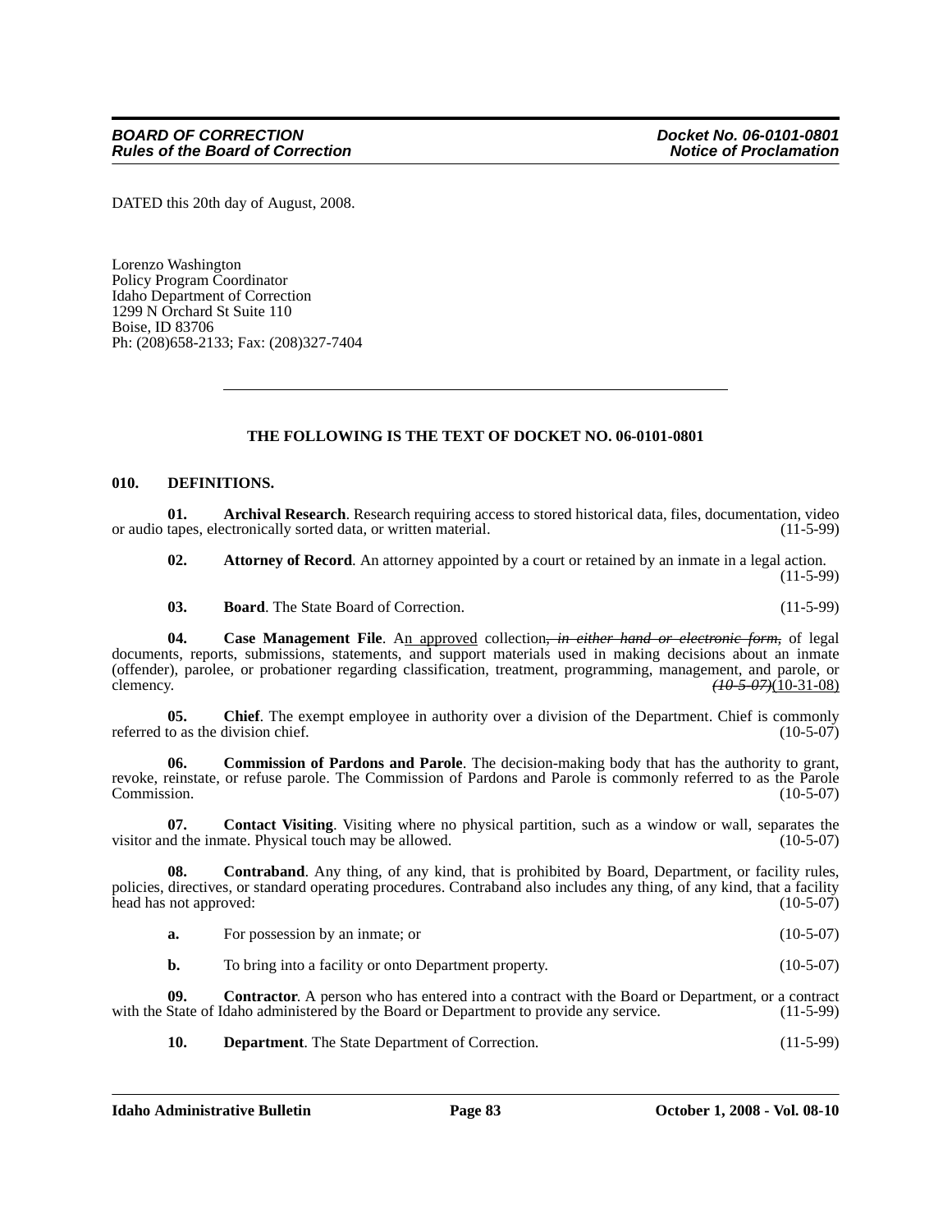DATED this 20th day of August, 2008.

Lorenzo Washington
Policy Program Coordinator
Idaho Department of Correction
1299 N Orchard St Suite 110
Boise, ID 83706
Ph: (208)658-2133; Fax: (208)327-7404

---

**THE FOLLOWING IS THE TEXT OF DOCKET NO. 06-0101-0801**

**010. DEFINITIONS.**

**01. Archival Research**. Research requiring access to stored historical data, files, documentation, video or audio tapes, electronically sorted data, or written material. (11-5-99)

**02. Attorney of Record**. An attorney appointed by a court or retained by an inmate in a legal action. (11-5-99)

**03. Board**. The State Board of Correction. (11-5-99)

**04. Case Management File**. An approved collection~~, in either hand or electronic form,~~ of legal documents, reports, submissions, statements, and support materials used in making decisions about an inmate (offender), parolee, or probationer regarding classification, treatment, programming, management, and parole, or clemency. ~~(10-5-07)~~(10-31-08)

**05. Chief**. The exempt employee in authority over a division of the Department. Chief is commonly referred to as the division chief. (10-5-07)

**06. Commission of Pardons and Parole**. The decision-making body that has the authority to grant, revoke, reinstate, or refuse parole. The Commission of Pardons and Parole is commonly referred to as the Parole Commission. (10-5-07)

**07. Contact Visiting**. Visiting where no physical partition, such as a window or wall, separates the visitor and the inmate. Physical touch may be allowed. (10-5-07)

**08. Contraband**. Any thing, of any kind, that is prohibited by Board, Department, or facility rules, policies, directives, or standard operating procedures. Contraband also includes any thing, of any kind, that a facility head has not approved: (10-5-07)

**a.** For possession by an inmate; or (10-5-07)

**b.** To bring into a facility or onto Department property. (10-5-07)

**09. Contractor**. A person who has entered into a contract with the Board or Department, or a contract with the State of Idaho administered by the Board or Department to provide any service. (11-5-99)

**10. Department**. The State Department of Correction. (11-5-99)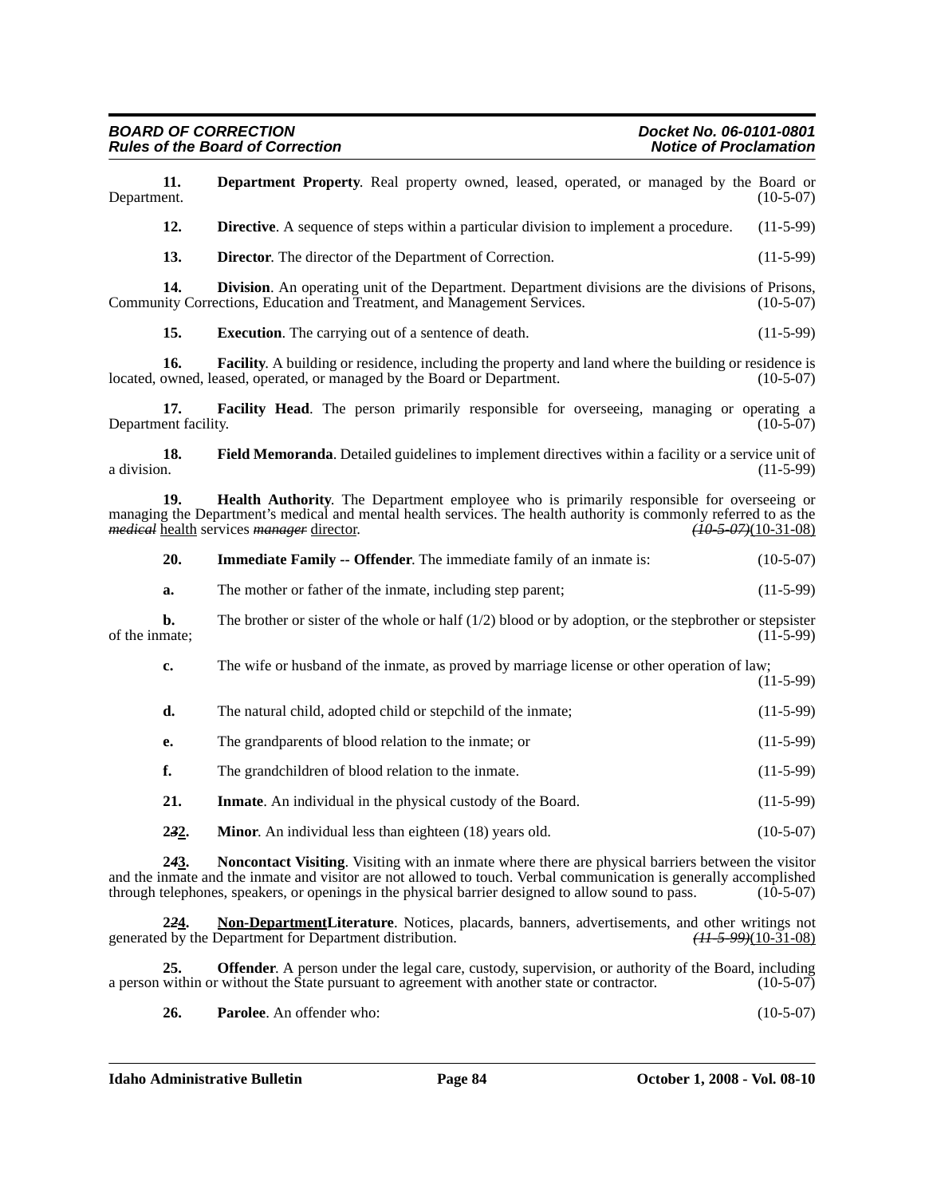**11. Department Property**. Real property owned, leased, operated, or managed by the Board or Department. (10-5-07)

**12. Directive**. A sequence of steps within a particular division to implement a procedure. (11-5-99)

**13. Director**. The director of the Department of Correction. (11-5-99)

**14. Division**. An operating unit of the Department. Department divisions are the divisions of Prisons, Community Corrections, Education and Treatment, and Management Services. (10-5-07)

**15. Execution**. The carrying out of a sentence of death. (11-5-99)

**16. Facility**. A building or residence, including the property and land where the building or residence is located, owned, leased, operated, or managed by the Board or Department. (10-5-07)

**17. Facility Head**. The person primarily responsible for overseeing, managing or operating a Department facility. (10-5-07)

**18. Field Memoranda**. Detailed guidelines to implement directives within a facility or a service unit of a division. (11-5-99)

**19. Health Authority**. The Department employee who is primarily responsible for overseeing or managing the Department's medical and mental health services. The health authority is commonly referred to as the ~~*medical*~~ health services ~~*manager*~~ director. ~~*(10-5-07)*~~(10-31-08)

**20. Immediate Family -- Offender**. The immediate family of an inmate is: (10-5-07)

**a.** The mother or father of the inmate, including step parent; (11-5-99)

**b.** The brother or sister of the whole or half (1/2) blood or by adoption, or the stepbrother or stepsister of the inmate; (11-5-99)

**c.** The wife or husband of the inmate, as proved by marriage license or other operation of law; (11-5-99)

**d.** The natural child, adopted child or stepchild of the inmate; (11-5-99)

**e.** The grandparents of blood relation to the inmate; or (11-5-99)

**f.** The grandchildren of blood relation to the inmate. (11-5-99)

**21. Inmate**. An individual in the physical custody of the Board. (11-5-99)

**2~~*3*~~2. Minor**. An individual less than eighteen (18) years old. (10-5-07)

**2~~*4*~~3. Noncontact Visiting**. Visiting with an inmate where there are physical barriers between the visitor and the inmate and the inmate and visitor are not allowed to touch. Verbal communication is generally accomplished through telephones, speakers, or openings in the physical barrier designed to allow sound to pass. (10-5-07)

**2~~*2*~~4. Non-DepartmentLiterature**. Notices, placards, banners, advertisements, and other writings not generated by the Department for Department distribution. ~~*(11-5-99)*~~(10-31-08)

**25. Offender**. A person under the legal care, custody, supervision, or authority of the Board, including a person within or without the State pursuant to agreement with another state or contractor. (10-5-07)

**26. Parolee**. An offender who: (10-5-07)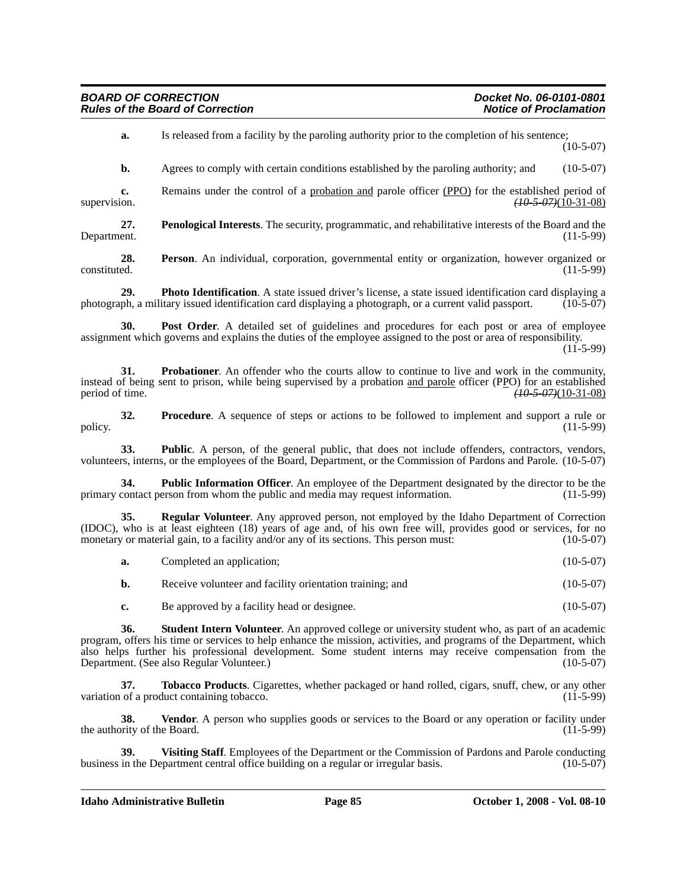**a.** Is released from a facility by the paroling authority prior to the completion of his sentence; (10-5-07)

**b.** Agrees to comply with certain conditions established by the paroling authority; and (10-5-07)

**c.** Remains under the control of a probation and parole officer (PPO) for the established period of supervision. ~~(10-5-07)~~(10-31-08)

**27. Penological Interests**. The security, programmatic, and rehabilitative interests of the Board and the Department. (11-5-99)

**28. Person**. An individual, corporation, governmental entity or organization, however organized or constituted. (11-5-99)

**29. Photo Identification**. A state issued driver's license, a state issued identification card displaying a photograph, a military issued identification card displaying a photograph, or a current valid passport. (10-5-07)

**30. Post Order**. A detailed set of guidelines and procedures for each post or area of employee assignment which governs and explains the duties of the employee assigned to the post or area of responsibility. (11-5-99)

**31. Probationer**. An offender who the courts allow to continue to live and work in the community, instead of being sent to prison, while being supervised by a probation and parole officer (PPO) for an established period of time. ~~(10-5-07)~~(10-31-08)

**32. Procedure**. A sequence of steps or actions to be followed to implement and support a rule or policy. (11-5-99)

**33. Public**. A person, of the general public, that does not include offenders, contractors, vendors, volunteers, interns, or the employees of the Board, Department, or the Commission of Pardons and Parole. (10-5-07)

**34. Public Information Officer**. An employee of the Department designated by the director to be the primary contact person from whom the public and media may request information. (11-5-99)

**35. Regular Volunteer**. Any approved person, not employed by the Idaho Department of Correction (IDOC), who is at least eighteen (18) years of age and, of his own free will, provides good or services, for no monetary or material gain, to a facility and/or any of its sections. This person must: (10-5-07)

**a.** Completed an application; (10-5-07)

**b.** Receive volunteer and facility orientation training; and (10-5-07)

**c.** Be approved by a facility head or designee. (10-5-07)

**36. Student Intern Volunteer**. An approved college or university student who, as part of an academic program, offers his time or services to help enhance the mission, activities, and programs of the Department, which also helps further his professional development. Some student interns may receive compensation from the Department. (See also Regular Volunteer.) (10-5-07)

**37. Tobacco Products**. Cigarettes, whether packaged or hand rolled, cigars, snuff, chew, or any other variation of a product containing tobacco. (11-5-99)

**38. Vendor**. A person who supplies goods or services to the Board or any operation or facility under the authority of the Board. (11-5-99)

**39. Visiting Staff**. Employees of the Department or the Commission of Pardons and Parole conducting business in the Department central office building on a regular or irregular basis. (10-5-07)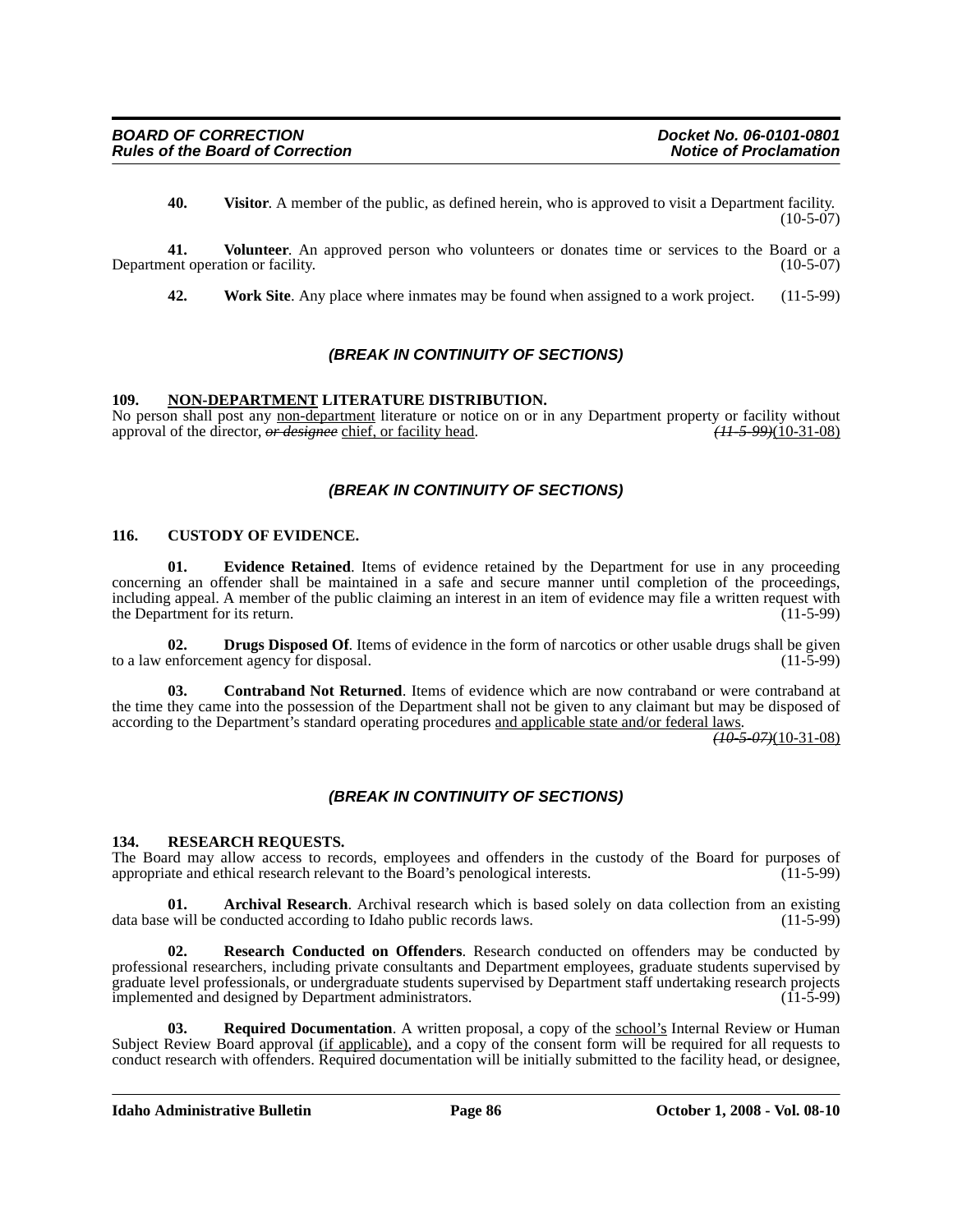**40. Visitor**. A member of the public, as defined herein, who is approved to visit a Department facility. (10-5-07)

**41. Volunteer**. An approved person who volunteers or donates time or services to the Board or a Department operation or facility. (10-5-07)

**42. Work Site**. Any place where inmates may be found when assigned to a work project. (11-5-99)

### *(BREAK IN CONTINUITY OF SECTIONS)*

### 109. NON-DEPARTMENT LITERATURE DISTRIBUTION.

No person shall post any non-department literature or notice on or in any Department property or facility without approval of the director, ~~*or designee*~~ chief, or facility head. ~~*(11-5-99)*~~(10-31-08)

### *(BREAK IN CONTINUITY OF SECTIONS)*

### 116. CUSTODY OF EVIDENCE.

**01. Evidence Retained**. Items of evidence retained by the Department for use in any proceeding concerning an offender shall be maintained in a safe and secure manner until completion of the proceedings, including appeal. A member of the public claiming an interest in an item of evidence may file a written request with the Department for its return. (11-5-99)

**02. Drugs Disposed Of**. Items of evidence in the form of narcotics or other usable drugs shall be given to a law enforcement agency for disposal. (11-5-99)

**03. Contraband Not Returned**. Items of evidence which are now contraband or were contraband at the time they came into the possession of the Department shall not be given to any claimant but may be disposed of according to the Department's standard operating procedures and applicable state and/or federal laws. ~~*(10-5-07)*~~(10-31-08)

### *(BREAK IN CONTINUITY OF SECTIONS)*

### 134. RESEARCH REQUESTS.

The Board may allow access to records, employees and offenders in the custody of the Board for purposes of appropriate and ethical research relevant to the Board's penological interests. (11-5-99)

**01. Archival Research**. Archival research which is based solely on data collection from an existing data base will be conducted according to Idaho public records laws. (11-5-99)

**02. Research Conducted on Offenders**. Research conducted on offenders may be conducted by professional researchers, including private consultants and Department employees, graduate students supervised by graduate level professionals, or undergraduate students supervised by Department staff undertaking research projects implemented and designed by Department administrators. (11-5-99)

**03. Required Documentation**. A written proposal, a copy of the school's Internal Review or Human Subject Review Board approval (if applicable), and a copy of the consent form will be required for all requests to conduct research with offenders. Required documentation will be initially submitted to the facility head, or designee,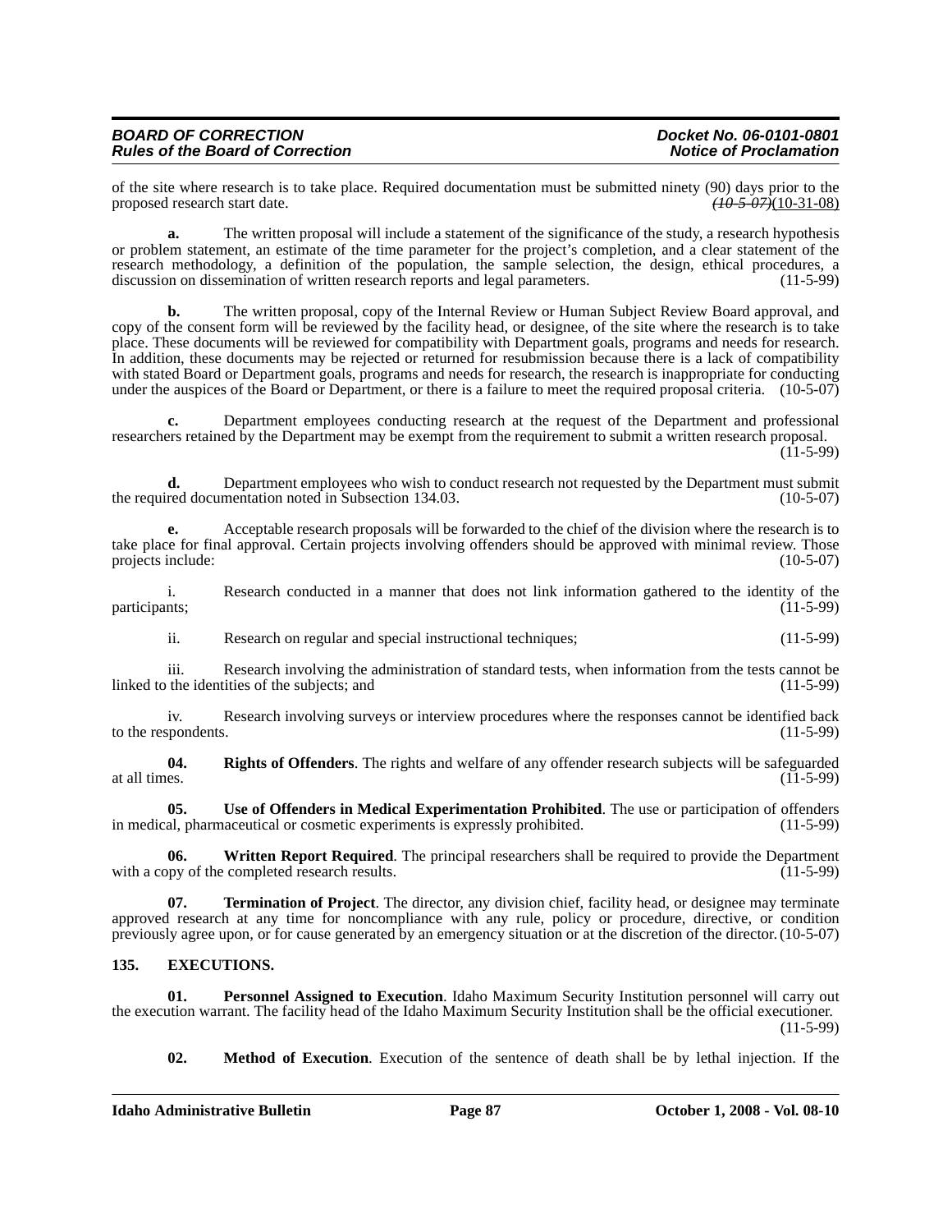of the site where research is to take place. Required documentation must be submitted ninety (90) days prior to the proposed research start date. ~~(10-5-07)~~(10-31-08)

**a.** The written proposal will include a statement of the significance of the study, a research hypothesis or problem statement, an estimate of the time parameter for the project's completion, and a clear statement of the research methodology, a definition of the population, the sample selection, the design, ethical procedures, a discussion on dissemination of written research reports and legal parameters. (11-5-99)

**b.** The written proposal, copy of the Internal Review or Human Subject Review Board approval, and copy of the consent form will be reviewed by the facility head, or designee, of the site where the research is to take place. These documents will be reviewed for compatibility with Department goals, programs and needs for research. In addition, these documents may be rejected or returned for resubmission because there is a lack of compatibility with stated Board or Department goals, programs and needs for research, the research is inappropriate for conducting under the auspices of the Board or Department, or there is a failure to meet the required proposal criteria. (10-5-07)

**c.** Department employees conducting research at the request of the Department and professional researchers retained by the Department may be exempt from the requirement to submit a written research proposal. (11-5-99)

**d.** Department employees who wish to conduct research not requested by the Department must submit the required documentation noted in Subsection 134.03. (10-5-07)

**e.** Acceptable research proposals will be forwarded to the chief of the division where the research is to take place for final approval. Certain projects involving offenders should be approved with minimal review. Those projects include: (10-5-07)

i. Research conducted in a manner that does not link information gathered to the identity of the participants; (11-5-99)

ii. Research on regular and special instructional techniques; (11-5-99)

iii. Research involving the administration of standard tests, when information from the tests cannot be linked to the identities of the subjects; and (11-5-99)

iv. Research involving surveys or interview procedures where the responses cannot be identified back to the respondents. (11-5-99)

**04. Rights of Offenders**. The rights and welfare of any offender research subjects will be safeguarded at all times. (11-5-99)

**05. Use of Offenders in Medical Experimentation Prohibited**. The use or participation of offenders in medical, pharmaceutical or cosmetic experiments is expressly prohibited. (11-5-99)

**06. Written Report Required**. The principal researchers shall be required to provide the Department with a copy of the completed research results. (11-5-99)

**07. Termination of Project**. The director, any division chief, facility head, or designee may terminate approved research at any time for noncompliance with any rule, policy or procedure, directive, or condition previously agree upon, or for cause generated by an emergency situation or at the discretion of the director. (10-5-07)

### 135. EXECUTIONS.

**01. Personnel Assigned to Execution**. Idaho Maximum Security Institution personnel will carry out the execution warrant. The facility head of the Idaho Maximum Security Institution shall be the official executioner. (11-5-99)

**02. Method of Execution**. Execution of the sentence of death shall be by lethal injection. If the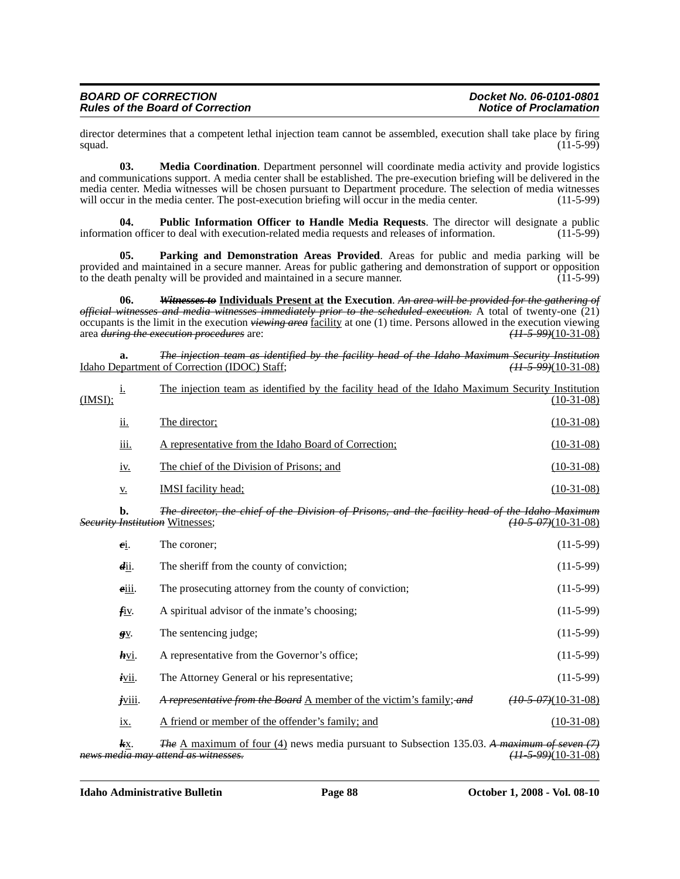director determines that a competent lethal injection team cannot be assembled, execution shall take place by firing squad. (11-5-99)

**03. Media Coordination**. Department personnel will coordinate media activity and provide logistics and communications support. A media center shall be established. The pre-execution briefing will be delivered in the media center. Media witnesses will be chosen pursuant to Department procedure. The selection of media witnesses will occur in the media center. The post-execution briefing will occur in the media center. (11-5-99)

**04. Public Information Officer to Handle Media Requests**. The director will designate a public information officer to deal with execution-related media requests and releases of information. (11-5-99)

**05. Parking and Demonstration Areas Provided**. Areas for public and media parking will be provided and maintained in a secure manner. Areas for public gathering and demonstration of support or opposition to the death penalty will be provided and maintained in a secure manner. (11-5-99)

**06. ~~Witnesses to~~ Individuals Present at the Execution**. ~~An area will be provided for the gathering of official witnesses and media witnesses immediately prior to the scheduled execution.~~ A total of twenty-one (21) occupants is the limit in the execution ~~viewing area~~ facility at one (1) time. Persons allowed in the execution viewing area ~~during the execution procedures~~ are: ~~(11-5-99)~~(10-31-08)

a. ~~The injection team as identified by the facility head of the Idaho Maximum Security Institution~~ Idaho Department of Correction (IDOC) Staff; ~~(11-5-99)~~(10-31-08)

i. The injection team as identified by the facility head of the Idaho Maximum Security Institution (IMSI); (10-31-08)

ii. The director; (10-31-08)

iii. A representative from the Idaho Board of Correction; (10-31-08)

iv. The chief of the Division of Prisons; and (10-31-08)

v. IMSI facility head; (10-31-08)

b. ~~The director, the chief of the Division of Prisons, and the facility head of the Idaho Maximum Security Institution~~ Witnesses; ~~(10-5-07)~~(10-31-08)

~~c~~i. The coroner; (11-5-99)

~~d~~ii. The sheriff from the county of conviction; (11-5-99)

~~e~~iii. The prosecuting attorney from the county of conviction; (11-5-99)

~~f~~iv. A spiritual advisor of the inmate's choosing; (11-5-99)

~~g~~v. The sentencing judge; (11-5-99)

~~h~~vi. A representative from the Governor's office; (11-5-99)

~~i~~vii. The Attorney General or his representative; (11-5-99)

~~j~~viii. ~~A representative from the Board~~ A member of the victim's family; ~~and~~ ~~(10-5-07)~~(10-31-08)

ix. A friend or member of the offender's family; and (10-31-08)

~~k~~x. ~~The~~ A maximum of four (4) news media pursuant to Subsection 135.03. ~~A maximum of seven (7) news media may attend as witnesses.~~ ~~(11-5-99)~~(10-31-08)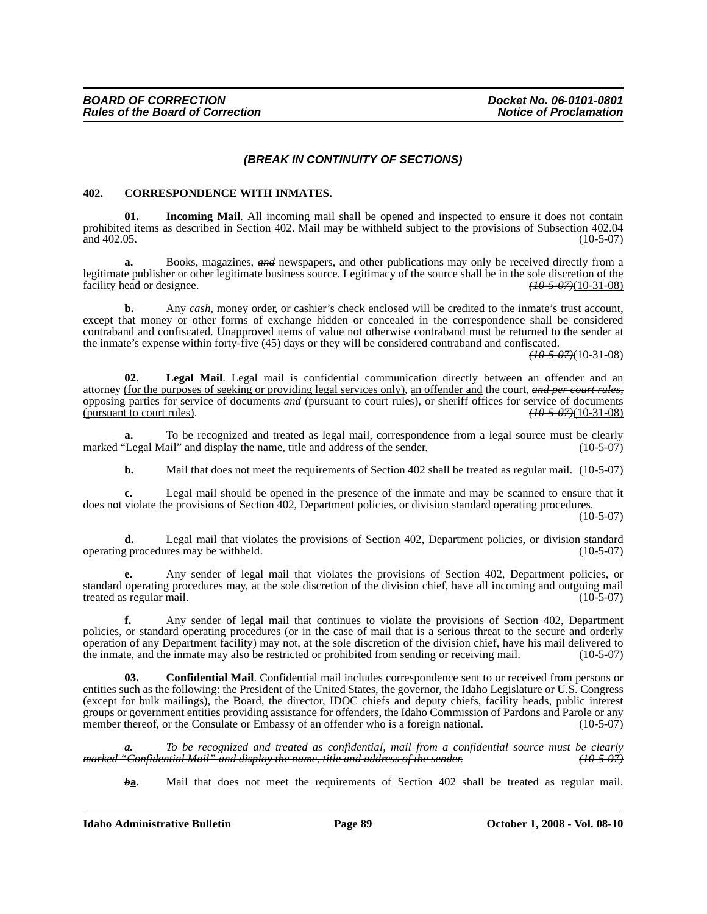*(BREAK IN CONTINUITY OF SECTIONS)*

**402. CORRESPONDENCE WITH INMATES.**

**01. Incoming Mail**. All incoming mail shall be opened and inspected to ensure it does not contain prohibited items as described in Section 402. Mail may be withheld subject to the provisions of Subsection 402.04 and 402.05. (10-5-07)

**a.** Books, magazines, ~~*and*~~ newspapers, and other publications may only be received directly from a legitimate publisher or other legitimate business source. Legitimacy of the source shall be in the sole discretion of the facility head or designee. ~~*(10-5-07)*~~(10-31-08)

**b.** Any ~~*cash,*~~ money order~~,~~ or cashier's check enclosed will be credited to the inmate's trust account, except that money or other forms of exchange hidden or concealed in the correspondence shall be considered contraband and confiscated. Unapproved items of value not otherwise contraband must be returned to the sender at the inmate's expense within forty-five (45) days or they will be considered contraband and confiscated. ~~*(10-5-07)*~~(10-31-08)

**02. Legal Mail**. Legal mail is confidential communication directly between an offender and an attorney (for the purposes of seeking or providing legal services only), an offender and the court, ~~*and per court rules,*~~ opposing parties for service of documents ~~*and*~~ (pursuant to court rules), or sheriff offices for service of documents (pursuant to court rules). ~~*(10-5-07)*~~(10-31-08)

**a.** To be recognized and treated as legal mail, correspondence from a legal source must be clearly marked "Legal Mail" and display the name, title and address of the sender. (10-5-07)

**b.** Mail that does not meet the requirements of Section 402 shall be treated as regular mail. (10-5-07)

**c.** Legal mail should be opened in the presence of the inmate and may be scanned to ensure that it does not violate the provisions of Section 402, Department policies, or division standard operating procedures. (10-5-07)

**d.** Legal mail that violates the provisions of Section 402, Department policies, or division standard operating procedures may be withheld. (10-5-07)

**e.** Any sender of legal mail that violates the provisions of Section 402, Department policies, or standard operating procedures may, at the sole discretion of the division chief, have all incoming and outgoing mail treated as regular mail. (10-5-07)

**f.** Any sender of legal mail that continues to violate the provisions of Section 402, Department policies, or standard operating procedures (or in the case of mail that is a serious threat to the secure and orderly operation of any Department facility) may not, at the sole discretion of the division chief, have his mail delivered to the inmate, and the inmate may also be restricted or prohibited from sending or receiving mail. (10-5-07)

**03. Confidential Mail**. Confidential mail includes correspondence sent to or received from persons or entities such as the following: the President of the United States, the governor, the Idaho Legislature or U.S. Congress (except for bulk mailings), the Board, the director, IDOC chiefs and deputy chiefs, facility heads, public interest groups or government entities providing assistance for offenders, the Idaho Commission of Pardons and Parole or any member thereof, or the Consulate or Embassy of an offender who is a foreign national. (10-5-07)

~~***a.*** *To be recognized and treated as confidential, mail from a confidential source must be clearly marked "Confidential Mail" and display the name, title and address of the sender.* *(10-5-07)*~~

~~***b***~~**a.** Mail that does not meet the requirements of Section 402 shall be treated as regular mail.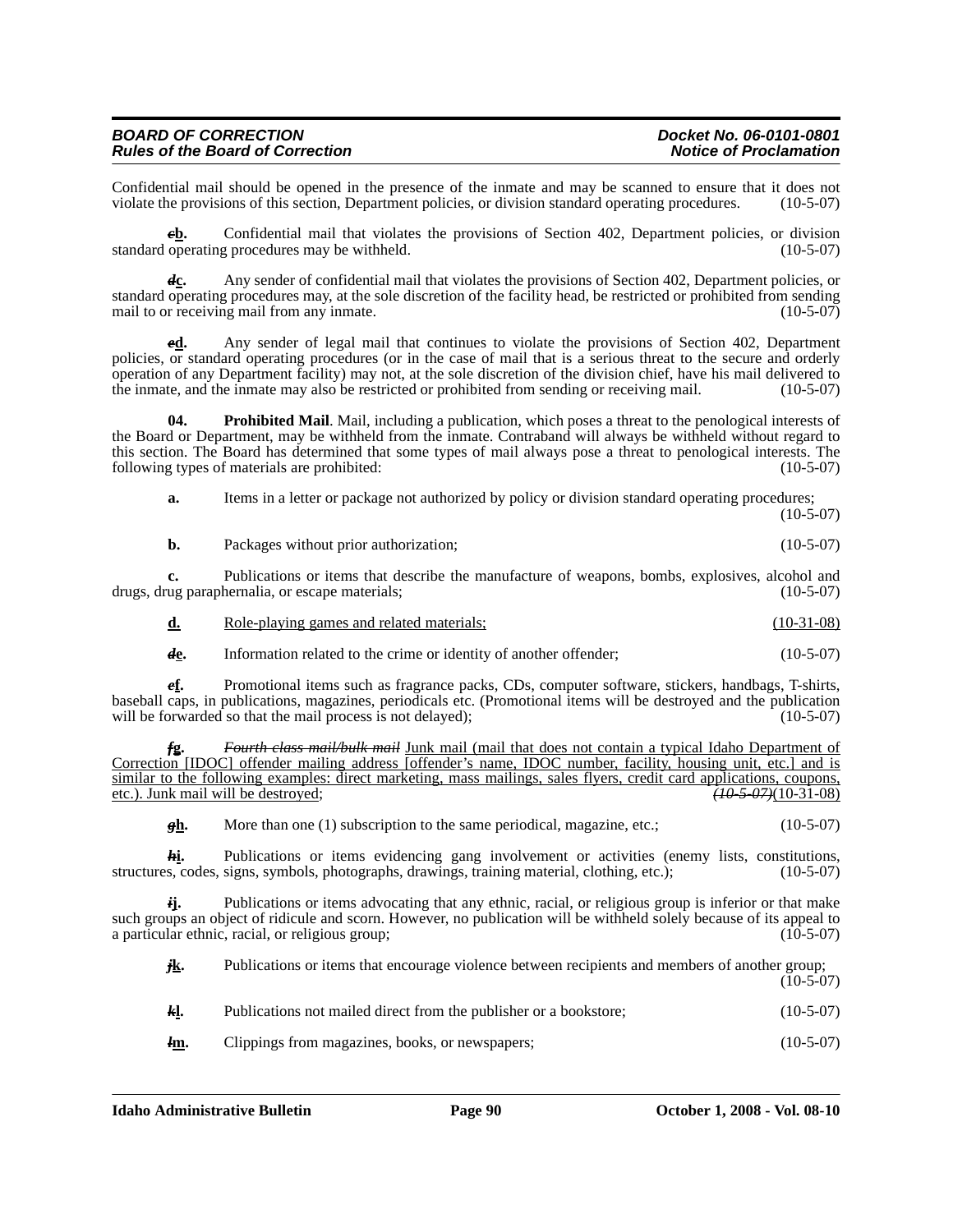Confidential mail should be opened in the presence of the inmate and may be scanned to ensure that it does not violate the provisions of this section, Department policies, or division standard operating procedures. (10-5-07)

~~*c*~~<u>**b**</u>**.** Confidential mail that violates the provisions of Section 402, Department policies, or division standard operating procedures may be withheld. (10-5-07)

~~*d*~~<u>**c**</u>**.** Any sender of confidential mail that violates the provisions of Section 402, Department policies, or standard operating procedures may, at the sole discretion of the facility head, be restricted or prohibited from sending mail to or receiving mail from any inmate. (10-5-07)

~~*e*~~<u>**d**</u>**.** Any sender of legal mail that continues to violate the provisions of Section 402, Department policies, or standard operating procedures (or in the case of mail that is a serious threat to the secure and orderly operation of any Department facility) may not, at the sole discretion of the division chief, have his mail delivered to the inmate, and the inmate may also be restricted or prohibited from sending or receiving mail. (10-5-07)

**04. Prohibited Mail**. Mail, including a publication, which poses a threat to the penological interests of the Board or Department, may be withheld from the inmate. Contraband will always be withheld without regard to this section. The Board has determined that some types of mail always pose a threat to penological interests. The following types of materials are prohibited: (10-5-07)

**a.** Items in a letter or package not authorized by policy or division standard operating procedures; (10-5-07)

**b.** Packages without prior authorization; (10-5-07)

**c.** Publications or items that describe the manufacture of weapons, bombs, explosives, alcohol and drugs, drug paraphernalia, or escape materials; (10-5-07)

<u>**d.**</u> <u>Role-playing games and related materials;</u> <u>(10-31-08)</u>

~~*d*~~<u>**e**</u>**.** Information related to the crime or identity of another offender; (10-5-07)

~~*e*~~<u>**f**</u>**.** Promotional items such as fragrance packs, CDs, computer software, stickers, handbags, T-shirts, baseball caps, in publications, magazines, periodicals etc. (Promotional items will be destroyed and the publication will be forwarded so that the mail process is not delayed); (10-5-07)

~~*f*~~<u>**g**</u>**.** ~~*Fourth class mail/bulk mail*~~ <u>Junk mail (mail that does not contain a typical Idaho Department of Correction [IDOC] offender mailing address [offender's name, IDOC number, facility, housing unit, etc.] and is similar to the following examples: direct marketing, mass mailings, sales flyers, credit card applications, coupons, etc.). Junk mail will be destroyed</u>; ~~*(10-5-07)*~~<u>(10-31-08)</u>

~~*g*~~<u>**h**</u>**.** More than one (1) subscription to the same periodical, magazine, etc.; (10-5-07)

~~*h*~~<u>**i**</u>**.** Publications or items evidencing gang involvement or activities (enemy lists, constitutions, structures, codes, signs, symbols, photographs, drawings, training material, clothing, etc.); (10-5-07)

~~*i*~~<u>**j**</u>**.** Publications or items advocating that any ethnic, racial, or religious group is inferior or that make such groups an object of ridicule and scorn. However, no publication will be withheld solely because of its appeal to a particular ethnic, racial, or religious group; (10-5-07)

~~*j*~~<u>**k**</u>**.** Publications or items that encourage violence between recipients and members of another group; (10-5-07)

~~*k*~~<u>**l**</u>**.** Publications not mailed direct from the publisher or a bookstore; (10-5-07)

~~*l*~~<u>**m**</u>**.** Clippings from magazines, books, or newspapers; (10-5-07)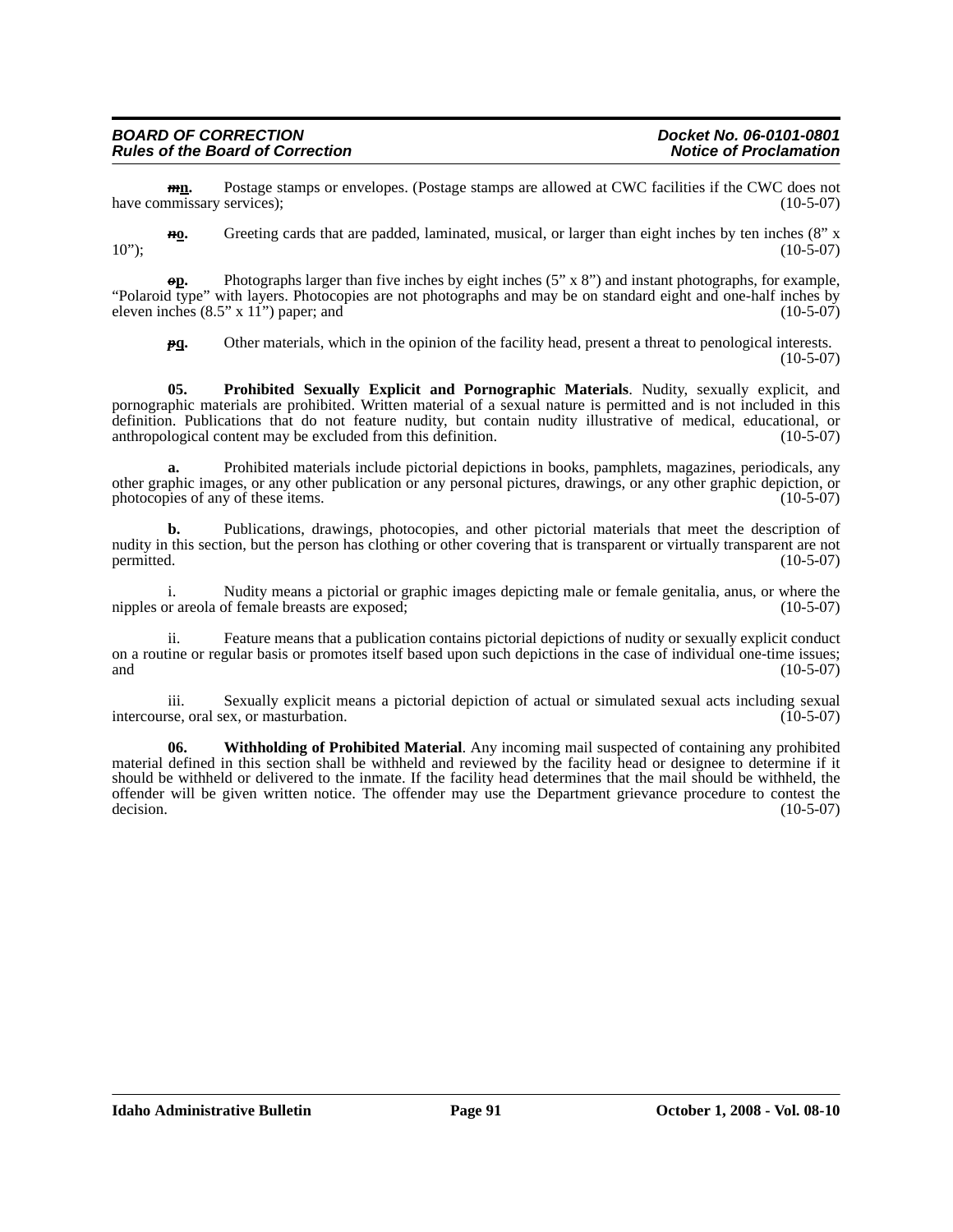~~m~~n. Postage stamps or envelopes. (Postage stamps are allowed at CWC facilities if the CWC does not have commissary services); (10-5-07)

~~n~~o. Greeting cards that are padded, laminated, musical, or larger than eight inches by ten inches (8" x 10"); (10-5-07)

~~o~~p. Photographs larger than five inches by eight inches (5" x 8") and instant photographs, for example, "Polaroid type" with layers. Photocopies are not photographs and may be on standard eight and one-half inches by eleven inches (8.5" x 11") paper; and (10-5-07)

~~p~~q. Other materials, which in the opinion of the facility head, present a threat to penological interests. (10-5-07)

**05. Prohibited Sexually Explicit and Pornographic Materials**. Nudity, sexually explicit, and pornographic materials are prohibited. Written material of a sexual nature is permitted and is not included in this definition. Publications that do not feature nudity, but contain nudity illustrative of medical, educational, or anthropological content may be excluded from this definition. (10-5-07)

**a.** Prohibited materials include pictorial depictions in books, pamphlets, magazines, periodicals, any other graphic images, or any other publication or any personal pictures, drawings, or any other graphic depiction, or photocopies of any of these items. (10-5-07)

**b.** Publications, drawings, photocopies, and other pictorial materials that meet the description of nudity in this section, but the person has clothing or other covering that is transparent or virtually transparent are not permitted. (10-5-07)

i. Nudity means a pictorial or graphic images depicting male or female genitalia, anus, or where the nipples or areola of female breasts are exposed; (10-5-07)

ii. Feature means that a publication contains pictorial depictions of nudity or sexually explicit conduct on a routine or regular basis or promotes itself based upon such depictions in the case of individual one-time issues; and (10-5-07)

iii. Sexually explicit means a pictorial depiction of actual or simulated sexual acts including sexual intercourse, oral sex, or masturbation. (10-5-07)

**06. Withholding of Prohibited Material**. Any incoming mail suspected of containing any prohibited material defined in this section shall be withheld and reviewed by the facility head or designee to determine if it should be withheld or delivered to the inmate. If the facility head determines that the mail should be withheld, the offender will be given written notice. The offender may use the Department grievance procedure to contest the decision. (10-5-07)